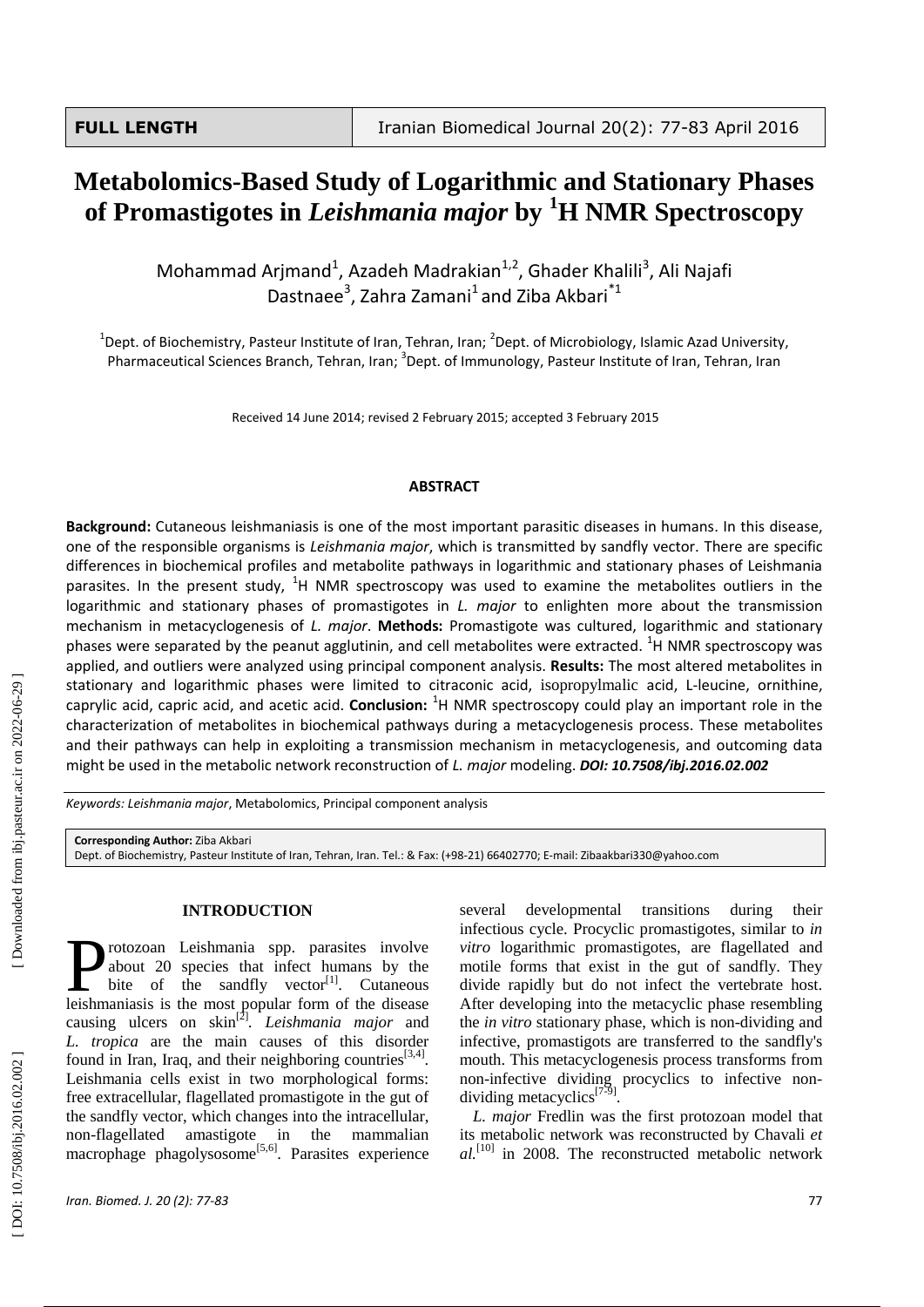FULL LENGTH

# Metabolomics-Based Study of Logarithmic and Stationary Phases of Promastigotes in *Leishmania major* by $^1$H NMR Spectroscopy

Mohammad Arjmand[1], Azadeh Madrakian[1,2], Ghader Khalili[3], Ali Najafi Dastnaee[3], Zahra Zamani[1] and Ziba Akbari[*1]

[1]Dept. of Biochemistry, Pasteur Institute of Iran, Tehran, Iran; [2]Dept. of Microbiology, Islamic Azad University, Pharmaceutical Sciences Branch, Tehran, Iran; [3]Dept. of Immunology, Pasteur Institute of Iran, Tehran, Iran

Received 14 June 2014; revised 2 February 2015; accepted 3 February 2015

## ABSTRACT

**Background:** Cutaneous leishmaniasis is one of the most important parasitic diseases in humans. In this disease, one of the responsible organisms is *Leishmania major*, which is transmitted by sandfly vector. There are specific differences in biochemical profiles and metabolite pathways in logarithmic and stationary phases of Leishmania parasites. In the present study, $^1$H NMR spectroscopy was used to examine the metabolites outliers in the logarithmic and stationary phases of promastigotes in *L. major* to enlighten more about the transmission mechanism in metacyclogenesis of *L. major*. **Methods:** Promastigote was cultured, logarithmic and stationary phases were separated by the peanut agglutinin, and cell metabolites were extracted. $^1$H NMR spectroscopy was applied, and outliers were analyzed using principal component analysis. **Results:** The most altered metabolites in stationary and logarithmic phases were limited to citraconic acid, isopropylmalic acid, L-leucine, ornithine, caprylic acid, capric acid, and acetic acid. **Conclusion:** $^1$H NMR spectroscopy could play an important role in the characterization of metabolites in biochemical pathways during a metacyclogenesis process. These metabolites and their pathways can help in exploiting a transmission mechanism in metacyclogenesis, and outcoming data might be used in the metabolic network reconstruction of *L. major* modeling. ***DOI: 10.7508/ibj.2016.02.002***

*Keywords: Leishmania major*, Metabolomics, Principal component analysis

**Corresponding Author:** Ziba Akbari
Dept. of Biochemistry, Pasteur Institute of Iran, Tehran, Iran. Tel.: & Fax: (+98-21) 66402770; E-mail: Zibaakbari330@yahoo.com

## INTRODUCTION

Protozoan Leishmania spp. parasites involve about 20 species that infect humans by the bite of the sandfly vector[1]. Cutaneous leishmaniasis is the most popular form of the disease causing ulcers on skin[2]. *Leishmania major* and *L. tropica* are the main causes of this disorder found in Iran, Iraq, and their neighboring countries[3,4]. Leishmania cells exist in two morphological forms: free extracellular, flagellated promastigote in the gut of the sandfly vector, which changes into the intracellular, non-flagellated amastigote in the mammalian macrophage phagolysosome[5,6]. Parasites experience several developmental transitions during their infectious cycle. Procyclic promastigotes, similar to *in vitro* logarithmic promastigotes, are flagellated and motile forms that exist in the gut of sandfly. They divide rapidly but do not infect the vertebrate host. After developing into the metacyclic phase resembling the *in vitro* stationary phase, which is non-dividing and infective, promastigots are transferred to the sandfly's mouth. This metacyclogenesis process transforms from non-infective dividing procyclics to infective non-dividing metacyclics[7-9].

*L. major* Fredlin was the first protozoan model that its metabolic network was reconstructed by Chavali *et al.*[10] in 2008. The reconstructed metabolic network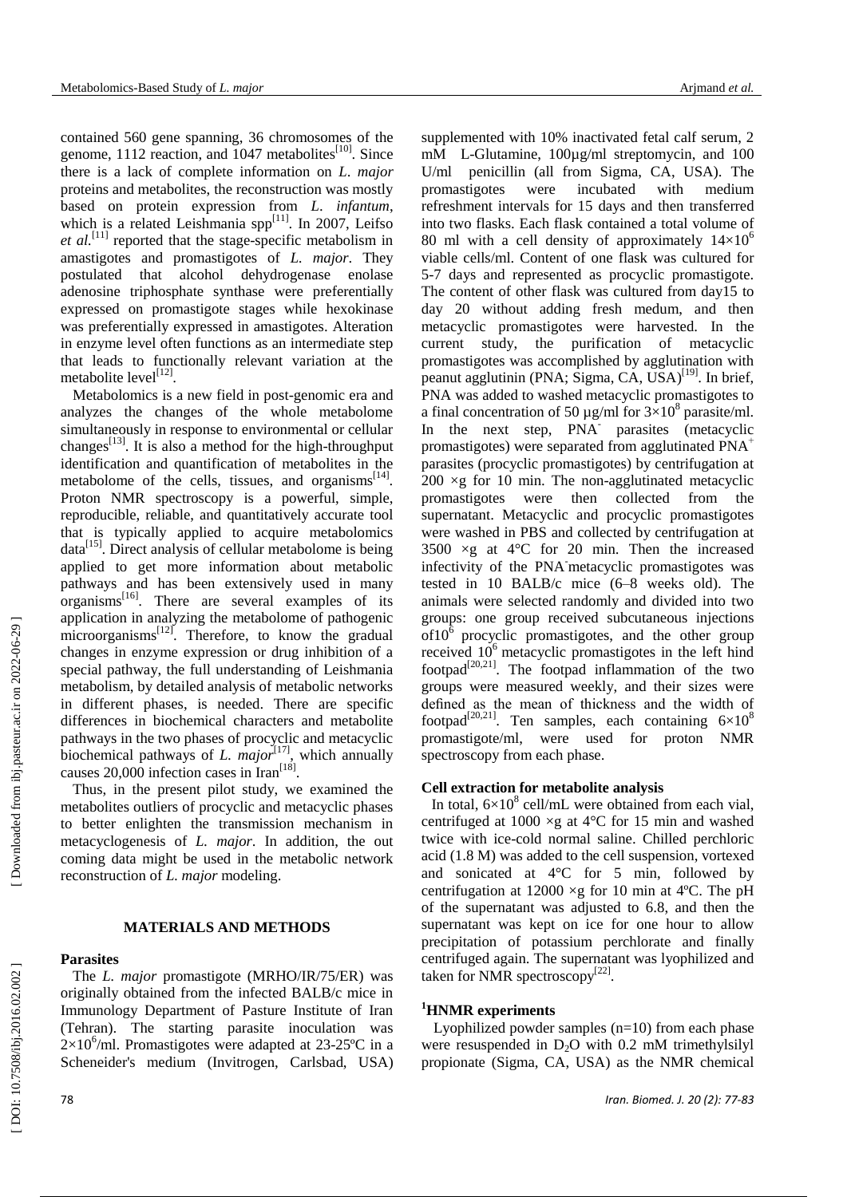contained 560 gene spanning, 36 chromosomes of the genome, 1112 reaction, and 1047 metabolites[10]. Since there is a lack of complete information on *L. major* proteins and metabolites, the reconstruction was mostly based on protein expression from *L. infantum*, which is a related Leishmania spp[11]. In 2007, Leifso *et al.*[11] reported that the stage-specific metabolism in amastigotes and promastigotes of *L. major*. They postulated that alcohol dehydrogenase enolase adenosine triphosphate synthase were preferentially expressed on promastigote stages while hexokinase was preferentially expressed in amastigotes. Alteration in enzyme level often functions as an intermediate step that leads to functionally relevant variation at the metabolite level[12].

Metabolomics is a new field in post-genomic era and analyzes the changes of the whole metabolome simultaneously in response to environmental or cellular changes[13]. It is also a method for the high-throughput identification and quantification of metabolites in the metabolome of the cells, tissues, and organisms[14]. Proton NMR spectroscopy is a powerful, simple, reproducible, reliable, and quantitatively accurate tool that is typically applied to acquire metabolomics data[15]. Direct analysis of cellular metabolome is being applied to get more information about metabolic pathways and has been extensively used in many organisms[16]. There are several examples of its application in analyzing the metabolome of pathogenic microorganisms[12]. Therefore, to know the gradual changes in enzyme expression or drug inhibition of a special pathway, the full understanding of Leishmania metabolism, by detailed analysis of metabolic networks in different phases, is needed. There are specific differences in biochemical characters and metabolite pathways in the two phases of procyclic and metacyclic biochemical pathways of *L. major*[17], which annually causes 20,000 infection cases in Iran[18].

Thus, in the present pilot study, we examined the metabolites outliers of procyclic and metacyclic phases to better enlighten the transmission mechanism in metacyclogenesis of *L. major*. In addition, the out coming data might be used in the metabolic network reconstruction of *L. major* modeling.

## MATERIALS AND METHODS

### Parasites

The *L. major* promastigote (MRHO/IR/75/ER) was originally obtained from the infected BALB/c mice in Immunology Department of Pasture Institute of Iran (Tehran). The starting parasite inoculation was $2\times10^6$/ml. Promastigotes were adapted at 23-25ºC in a Scheneider's medium (Invitrogen, Carlsbad, USA) supplemented with 10% inactivated fetal calf serum, 2 mM L-Glutamine, 100µg/ml streptomycin, and 100 U/ml penicillin (all from Sigma, CA, USA). The promastigotes were incubated with medium refreshment intervals for 15 days and then transferred into two flasks. Each flask contained a total volume of 80 ml with a cell density of approximately $14\times10^6$ viable cells/ml. Content of one flask was cultured for 5-7 days and represented as procyclic promastigote. The content of other flask was cultured from day15 to day 20 without adding fresh medum, and then metacyclic promastigotes were harvested. In the current study, the purification of metacyclic promastigotes was accomplished by agglutination with peanut agglutinin (PNA; Sigma, CA, USA)[19]. In brief, PNA was added to washed metacyclic promastigotes to a final concentration of 50 µg/ml for $3\times10^8$ parasite/ml. In the next step, $PNA^-$ parasites (metacyclic promastigotes) were separated from agglutinated $PNA^+$ parasites (procyclic promastigotes) by centrifugation at 200 ×g for 10 min. The non-agglutinated metacyclic promastigotes were then collected from the supernatant. Metacyclic and procyclic promastigotes were washed in PBS and collected by centrifugation at 3500 ×g at 4°C for 20 min. Then the increased infectivity of the $PNA^-$metacyclic promastigotes was tested in 10 BALB/c mice (6–8 weeks old). The animals were selected randomly and divided into two groups: one group received subcutaneous injections of$10^6$ procyclic promastigotes, and the other group received $10^6$ metacyclic promastigotes in the left hind footpad[20,21]. The footpad inflammation of the two groups were measured weekly, and their sizes were defined as the mean of thickness and the width of footpad[20,21]. Ten samples, each containing $6\times10^8$ promastigote/ml, were used for proton NMR spectroscopy from each phase.

### Cell extraction for metabolite analysis

In total, $6\times10^8$ cell/mL were obtained from each vial, centrifuged at 1000 ×g at 4°C for 15 min and washed twice with ice-cold normal saline. Chilled perchloric acid (1.8 M) was added to the cell suspension, vortexed and sonicated at 4°C for 5 min, followed by centrifugation at 12000 ×g for 10 min at 4ºC. The pH of the supernatant was adjusted to 6.8, and then the supernatant was kept on ice for one hour to allow precipitation of potassium perchlorate and finally centrifuged again. The supernatant was lyophilized and taken for NMR spectroscopy[22].

### $^1$HNMR experiments

Lyophilized powder samples (n=10) from each phase were resuspended in $D_2O$ with 0.2 mM trimethylsilyl propionate (Sigma, CA, USA) as the NMR chemical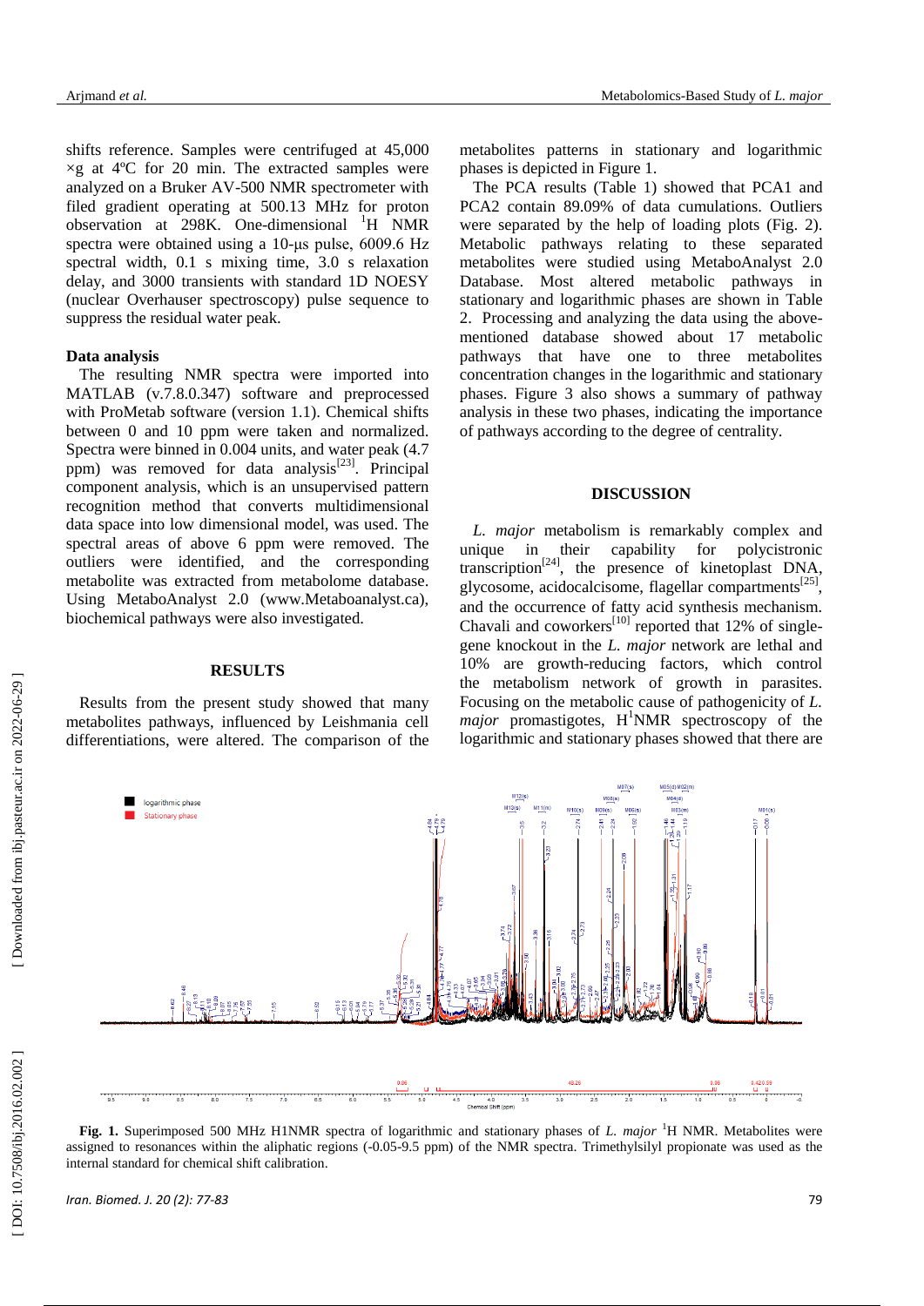shifts reference. Samples were centrifuged at 45,000 ×g at 4ºC for 20 min. The extracted samples were analyzed on a Bruker AV-500 NMR spectrometer with filed gradient operating at 500.13 MHz for proton observation at 298K. One-dimensional $^{1}H$ NMR spectra were obtained using a 10-µs pulse, 6009.6 Hz spectral width, 0.1 s mixing time, 3.0 s relaxation delay, and 3000 transients with standard 1D NOESY (nuclear Overhauser spectroscopy) pulse sequence to suppress the residual water peak.

### Data analysis

The resulting NMR spectra were imported into MATLAB (v.7.8.0.347) software and preprocessed with ProMetab software (version 1.1). Chemical shifts between 0 and 10 ppm were taken and normalized. Spectra were binned in 0.004 units, and water peak (4.7 ppm) was removed for data analysis[23]. Principal component analysis, which is an unsupervised pattern recognition method that converts multidimensional data space into low dimensional model, was used. The spectral areas of above 6 ppm were removed. The outliers were identified, and the corresponding metabolite was extracted from metabolome database. Using MetaboAnalyst 2.0 (www.Metaboanalyst.ca), biochemical pathways were also investigated.

## RESULTS

Results from the present study showed that many metabolites pathways, influenced by Leishmania cell differentiations, were altered. The comparison of the metabolites patterns in stationary and logarithmic phases is depicted in Figure 1.

The PCA results (Table 1) showed that PCA1 and PCA2 contain 89.09% of data cumulations. Outliers were separated by the help of loading plots (Fig. 2). Metabolic pathways relating to these separated metabolites were studied using MetaboAnalyst 2.0 Database. Most altered metabolic pathways in stationary and logarithmic phases are shown in Table 2. Processing and analyzing the data using the above-mentioned database showed about 17 metabolic pathways that have one to three metabolites concentration changes in the logarithmic and stationary phases. Figure 3 also shows a summary of pathway analysis in these two phases, indicating the importance of pathways according to the degree of centrality.

## DISCUSSION

*L. major* metabolism is remarkably complex and unique in their capability for polycistronic transcription[24], the presence of kinetoplast DNA, glycosome, acidocalcisome, flagellar compartments[25], and the occurrence of fatty acid synthesis mechanism. Chavali and coworkers[10] reported that 12% of single-gene knockout in the *L. major* network are lethal and 10% are growth-reducing factors, which control the metabolism network of growth in parasites. Focusing on the metabolic cause of pathogenicity of *L. major* promastigotes, $H^{1}$NMR spectroscopy of the logarithmic and stationary phases showed that there are

**Fig. 1.** Superimposed 500 MHz H1NMR spectra of logarithmic and stationary phases of *L. major* $^{1}H$ NMR. Metabolites were assigned to resonances within the aliphatic regions (-0.05-9.5 ppm) of the NMR spectra. Trimethylsilyl propionate was used as the internal standard for chemical shift calibration.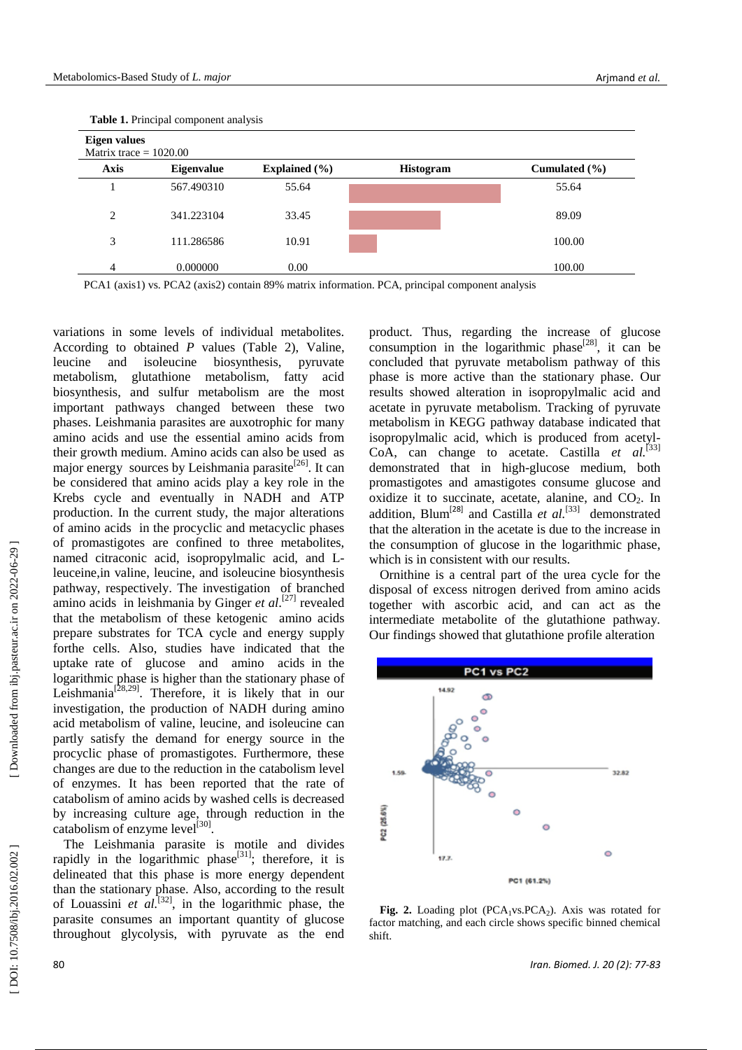**Table 1.** Principal component analysis

**Eigen values**
Matrix trace = 1020.00

| Axis | Eigenvalue | Explained (%) | Histogram | Cumulated (%) |
|---|---|---|---|---|
| 1 | 567.490310 | 55.64 | | 55.64 |
| 2 | 341.223104 | 33.45 | | 89.09 |
| 3 | 111.286586 | 10.91 | | 100.00 |
| 4 | 0.000000 | 0.00 | | 100.00 |

PCA1 (axis1) vs. PCA2 (axis2) contain 89% matrix information. PCA, principal component analysis

variations in some levels of individual metabolites. According to obtained *P* values (Table 2), Valine, leucine and isoleucine biosynthesis, pyruvate metabolism, glutathione metabolism, fatty acid biosynthesis, and sulfur metabolism are the most important pathways changed between these two phases. Leishmania parasites are auxotrophic for many amino acids and use the essential amino acids from their growth medium. Amino acids can also be used as major energy sources by Leishmania parasite[26]. It can be considered that amino acids play a key role in the Krebs cycle and eventually in NADH and ATP production. In the current study, the major alterations of amino acids in the procyclic and metacyclic phases of promastigotes are confined to three metabolites, named citraconic acid, isopropylmalic acid, and L-leuceine,in valine, leucine, and isoleucine biosynthesis pathway, respectively. The investigation of branched amino acids in leishmania by Ginger *et al*.[27] revealed that the metabolism of these ketogenic amino acids prepare substrates for TCA cycle and energy supply forthe cells. Also, studies have indicated that the uptake rate of glucose and amino acids in the logarithmic phase is higher than the stationary phase of Leishmania[28,29]. Therefore, it is likely that in our investigation, the production of NADH during amino acid metabolism of valine, leucine, and isoleucine can partly satisfy the demand for energy source in the procyclic phase of promastigotes. Furthermore, these changes are due to the reduction in the catabolism level of enzymes. It has been reported that the rate of catabolism of amino acids by washed cells is decreased by increasing culture age, through reduction in the catabolism of enzyme level[30].

The Leishmania parasite is motile and divides rapidly in the logarithmic phase[31]; therefore, it is delineated that this phase is more energy dependent than the stationary phase. Also, according to the result of Louassini *et al.*[32], in the logarithmic phase, the parasite consumes an important quantity of glucose throughout glycolysis, with pyruvate as the end product. Thus, regarding the increase of glucose consumption in the logarithmic phase[28], it can be concluded that pyruvate metabolism pathway of this phase is more active than the stationary phase. Our results showed alteration in isopropylmalic acid and acetate in pyruvate metabolism. Tracking of pyruvate metabolism in KEGG pathway database indicated that isopropylmalic acid, which is produced from acetyl-CoA, can change to acetate. Castilla *et al.*[33] demonstrated that in high-glucose medium, both promastigotes and amastigotes consume glucose and oxidize it to succinate, acetate, alanine, and $CO_2$. In addition, Blum[28] and Castilla *et al.*[33] demonstrated that the alteration in the acetate is due to the increase in the consumption of glucose in the logarithmic phase, which is in consistent with our results.

Ornithine is a central part of the urea cycle for the disposal of excess nitrogen derived from amino acids together with ascorbic acid, and can act as the intermediate metabolite of the glutathione pathway. Our findings showed that glutathione profile alteration

**Fig. 2.** Loading plot ($PCA_1$vs.$PCA_2$). Axis was rotated for factor matching, and each circle shows specific binned chemical shift.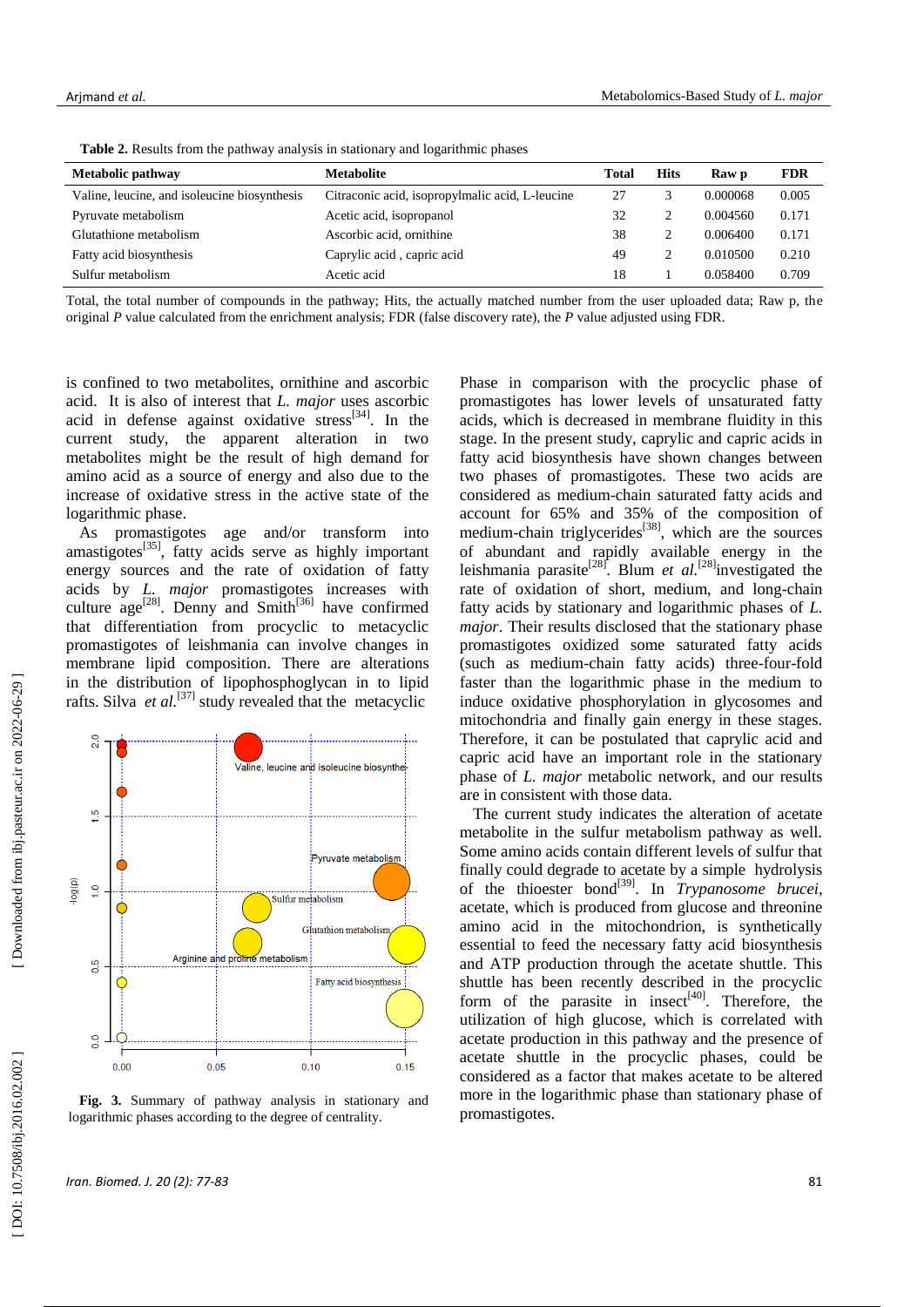**Table 2.** Results from the pathway analysis in stationary and logarithmic phases

| Metabolic pathway | Metabolite | Total | Hits | Raw p | FDR |
|---|---|---|---|---|---|
| Valine, leucine, and isoleucine biosynthesis | Citraconic acid, isopropylmalic acid, L-leucine | 27 | 3 | 0.000068 | 0.005 |
| Pyruvate metabolism | Acetic acid, isopropanol | 32 | 2 | 0.004560 | 0.171 |
| Glutathione metabolism | Ascorbic acid, ornithine | 38 | 2 | 0.006400 | 0.171 |
| Fatty acid biosynthesis | Caprylic acid , capric acid | 49 | 2 | 0.010500 | 0.210 |
| Sulfur metabolism | Acetic acid | 18 | 1 | 0.058400 | 0.709 |

Total, the total number of compounds in the pathway; Hits, the actually matched number from the user uploaded data; Raw p, the original *P* value calculated from the enrichment analysis; FDR (false discovery rate), the *P* value adjusted using FDR.

is confined to two metabolites, ornithine and ascorbic acid. It is also of interest that *L. major* uses ascorbic acid in defense against oxidative stress[34]. In the current study, the apparent alteration in two metabolites might be the result of high demand for amino acid as a source of energy and also due to the increase of oxidative stress in the active state of the logarithmic phase.

As promastigotes age and/or transform into amastigotes[35], fatty acids serve as highly important energy sources and the rate of oxidation of fatty acids by *L. major* promastigotes increases with culture age[28]. Denny and Smith[36] have confirmed that differentiation from procyclic to metacyclic promastigotes of leishmania can involve changes in membrane lipid composition. There are alterations in the distribution of lipophosphoglycan in to lipid rafts. Silva *et al.*[37] study revealed that the metacyclic Phase in comparison with the procyclic phase of promastigotes has lower levels of unsaturated fatty acids, which is decreased in membrane fluidity in this stage. In the present study, caprylic and capric acids in fatty acid biosynthesis have shown changes between two phases of promastigotes. These two acids are considered as medium-chain saturated fatty acids and account for 65% and 35% of the composition of medium-chain triglycerides[38], which are the sources of abundant and rapidly available energy in the leishmania parasite[28]. Blum *et al.*[28] investigated the rate of oxidation of short, medium, and long-chain fatty acids by stationary and logarithmic phases of *L. major*. Their results disclosed that the stationary phase promastigotes oxidized some saturated fatty acids (such as medium-chain fatty acids) three-four-fold faster than the logarithmic phase in the medium to induce oxidative phosphorylation in glycosomes and mitochondria and finally gain energy in these stages. Therefore, it can be postulated that caprylic acid and capric acid have an important role in the stationary phase of *L. major* metabolic network, and our results are in consistent with those data.

**Fig. 3.** Summary of pathway analysis in stationary and logarithmic phases according to the degree of centrality.

The current study indicates the alteration of acetate metabolite in the sulfur metabolism pathway as well. Some amino acids contain different levels of sulfur that finally could degrade to acetate by a simple hydrolysis of the thioester bond[39]. In *Trypanosome brucei*, acetate, which is produced from glucose and threonine amino acid in the mitochondrion, is synthetically essential to feed the necessary fatty acid biosynthesis and ATP production through the acetate shuttle. This shuttle has been recently described in the procyclic form of the parasite in insect[40]. Therefore, the utilization of high glucose, which is correlated with acetate production in this pathway and the presence of acetate shuttle in the procyclic phases, could be considered as a factor that makes acetate to be altered more in the logarithmic phase than stationary phase of promastigotes.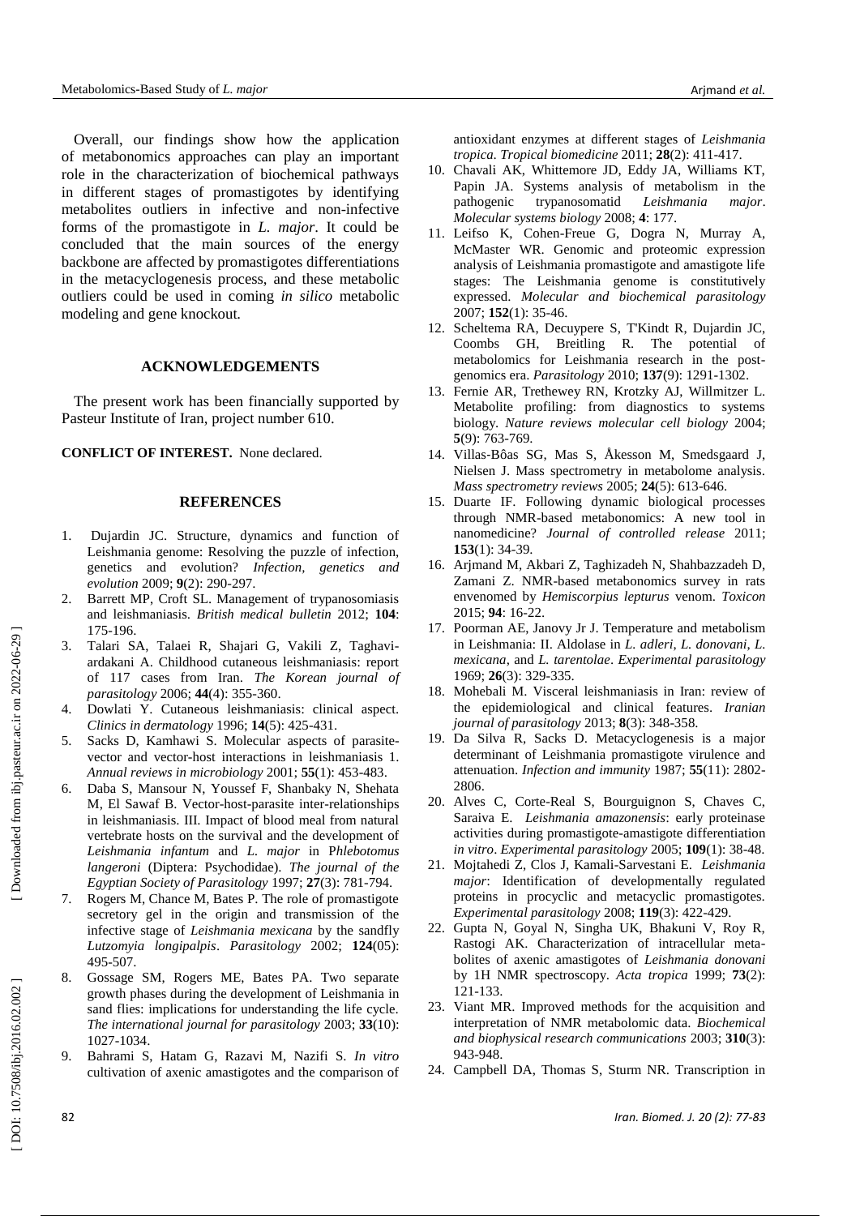Overall, our findings show how the application of metabonomics approaches can play an important role in the characterization of biochemical pathways in different stages of promastigotes by identifying metabolites outliers in infective and non-infective forms of the promastigote in *L. major*. It could be concluded that the main sources of the energy backbone are affected by promastigotes differentiations in the metacyclogenesis process, and these metabolic outliers could be used in coming *in silico* metabolic modeling and gene knockout.

## ACKNOWLEDGEMENTS

The present work has been financially supported by Pasteur Institute of Iran, project number 610.

**CONFLICT OF INTEREST.** None declared.

## REFERENCES

1. Dujardin JC. Structure, dynamics and function of Leishmania genome: Resolving the puzzle of infection, genetics and evolution? *Infection, genetics and evolution* 2009; **9**(2): 290-297.
2. Barrett MP, Croft SL. Management of trypanosomiasis and leishmaniasis. *British medical bulletin* 2012; **104**: 175-196.
3. Talari SA, Talaei R, Shajari G, Vakili Z, Taghavi-ardakani A. Childhood cutaneous leishmaniasis: report of 117 cases from Iran. *The Korean journal of parasitology* 2006; **44**(4): 355-360.
4. Dowlati Y. Cutaneous leishmaniasis: clinical aspect. *Clinics in dermatology* 1996; **14**(5): 425-431.
5. Sacks D, Kamhawi S. Molecular aspects of parasite-vector and vector-host interactions in leishmaniasis 1. *Annual reviews in microbiology* 2001; **55**(1): 453-483.
6. Daba S, Mansour N, Youssef F, Shanbaky N, Shehata M, El Sawaf B. Vector-host-parasite inter-relationships in leishmaniasis. III. Impact of blood meal from natural vertebrate hosts on the survival and the development of *Leishmania infantum* and *L. major* in P*hlebotomus langeroni* (Diptera: Psychodidae). *The journal of the Egyptian Society of Parasitology* 1997; **27**(3): 781-794.
7. Rogers M, Chance M, Bates P. The role of promastigote secretory gel in the origin and transmission of the infective stage of *Leishmania mexicana* by the sandfly *Lutzomyia longipalpis*. *Parasitology* 2002; **124**(05): 495-507.
8. Gossage SM, Rogers ME, Bates PA. Two separate growth phases during the development of Leishmania in sand flies: implications for understanding the life cycle. *The international journal for parasitology* 2003; **33**(10): 1027-1034.
9. Bahrami S, Hatam G, Razavi M, Nazifi S. *In vitro* cultivation of axenic amastigotes and the comparison of antioxidant enzymes at different stages of *Leishmania tropica*. *Tropical biomedicine* 2011; **28**(2): 411-417.
10. Chavali AK, Whittemore JD, Eddy JA, Williams KT, Papin JA. Systems analysis of metabolism in the pathogenic trypanosomatid *Leishmania major*. *Molecular systems biology* 2008; **4**: 177.
11. Leifso K, Cohen-Freue G, Dogra N, Murray A, McMaster WR. Genomic and proteomic expression analysis of Leishmania promastigote and amastigote life stages: The Leishmania genome is constitutively expressed. *Molecular and biochemical parasitology* 2007; **152**(1): 35-46.
12. Scheltema RA, Decuypere S, T'Kindt R, Dujardin JC, Coombs GH, Breitling R. The potential of metabolomics for Leishmania research in the post-genomics era. *Parasitology* 2010; **137**(9): 1291-1302.
13. Fernie AR, Trethewey RN, Krotzky AJ, Willmitzer L. Metabolite profiling: from diagnostics to systems biology. *Nature reviews molecular cell biology* 2004; **5**(9): 763-769.
14. Villas-Bôas SG, Mas S, Åkesson M, Smedsgaard J, Nielsen J. Mass spectrometry in metabolome analysis. *Mass spectrometry reviews* 2005; **24**(5): 613-646.
15. Duarte IF. Following dynamic biological processes through NMR-based metabonomics: A new tool in nanomedicine? *Journal of controlled release* 2011; **153**(1): 34-39.
16. Arjmand M, Akbari Z, Taghizadeh N, Shahbazzadeh D, Zamani Z. NMR-based metabonomics survey in rats envenomed by *Hemiscorpius lepturus* venom. *Toxicon* 2015; **94**: 16-22.
17. Poorman AE, Janovy Jr J. Temperature and metabolism in Leishmania: II. Aldolase in *L. adleri*, *L. donovani*, *L. mexicana*, and *L. tarentolae*. *Experimental parasitology* 1969; **26**(3): 329-335.
18. Mohebali M. Visceral leishmaniasis in Iran: review of the epidemiological and clinical features. *Iranian journal of parasitology* 2013; **8**(3): 348-358.
19. Da Silva R, Sacks D. Metacyclogenesis is a major determinant of Leishmania promastigote virulence and attenuation. *Infection and immunity* 1987; **55**(11): 2802-2806.
20. Alves C, Corte-Real S, Bourguignon S, Chaves C, Saraiva E. *Leishmania amazonensis*: early proteinase activities during promastigote-amastigote differentiation *in vitro*. *Experimental parasitology* 2005; **109**(1): 38-48.
21. Mojtahedi Z, Clos J, Kamali-Sarvestani E. *Leishmania major*: Identification of developmentally regulated proteins in procyclic and metacyclic promastigotes. *Experimental parasitology* 2008; **119**(3): 422-429.
22. Gupta N, Goyal N, Singha UK, Bhakuni V, Roy R, Rastogi AK. Characterization of intracellular metabolites of axenic amastigotes of *Leishmania donovani* by 1H NMR spectroscopy. *Acta tropica* 1999; **73**(2): 121-133.
23. Viant MR. Improved methods for the acquisition and interpretation of NMR metabolomic data. *Biochemical and biophysical research communications* 2003; **310**(3): 943-948.
24. Campbell DA, Thomas S, Sturm NR. Transcription in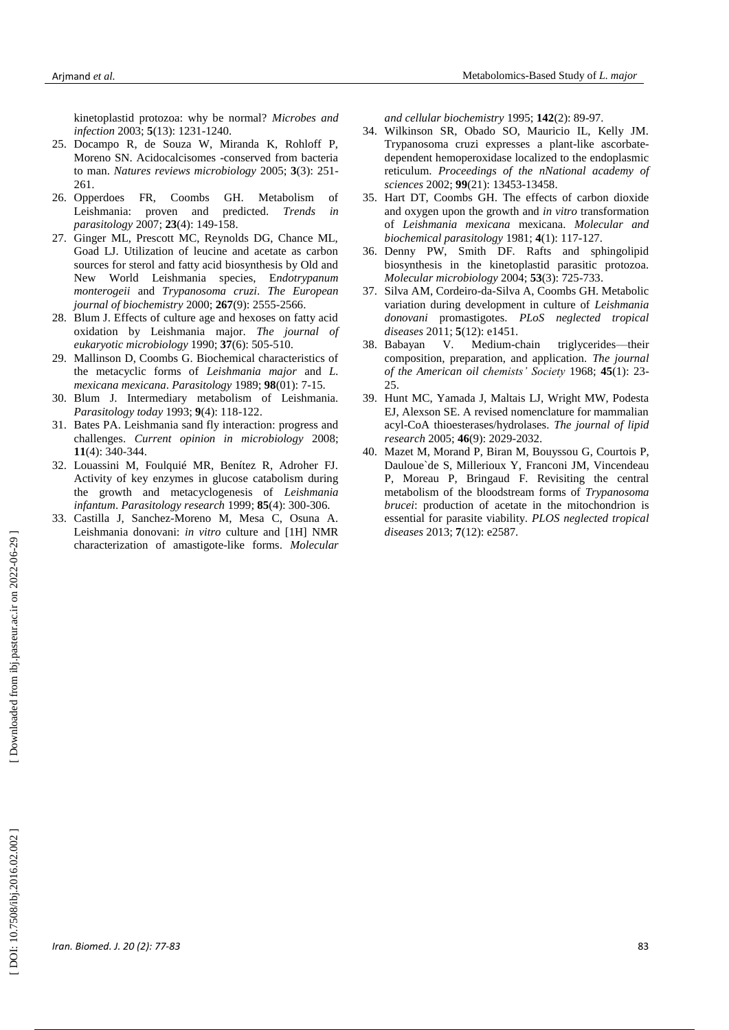kinetoplastid protozoa: why be normal? *Microbes and infection* 2003; **5**(13): 1231-1240.

25. Docampo R, de Souza W, Miranda K, Rohloff P, Moreno SN. Acidocalcisomes -conserved from bacteria to man. *Natures reviews microbiology* 2005; **3**(3): 251-261.
26. Opperdoes FR, Coombs GH. Metabolism of Leishmania: proven and predicted. *Trends in parasitology* 2007; **23**(4): 149-158.
27. Ginger ML, Prescott MC, Reynolds DG, Chance ML, Goad LJ. Utilization of leucine and acetate as carbon sources for sterol and fatty acid biosynthesis by Old and New World Leishmania species, E*ndotrypanum monterogeii* and *Trypanosoma cruzi*. *The European journal of biochemistry* 2000; **267**(9): 2555-2566.
28. Blum J. Effects of culture age and hexoses on fatty acid oxidation by Leishmania major. *The journal of eukaryotic microbiology* 1990; **37**(6): 505-510.
29. Mallinson D, Coombs G. Biochemical characteristics of the metacyclic forms of *Leishmania major* and *L. mexicana mexicana*. *Parasitology* 1989; **98**(01): 7-15.
30. Blum J. Intermediary metabolism of Leishmania. *Parasitology today* 1993; **9**(4): 118-122.
31. Bates PA. Leishmania sand fly interaction: progress and challenges. *Current opinion in microbiology* 2008; **11**(4): 340-344.
32. Louassini M, Foulquié MR, Benítez R, Adroher FJ. Activity of key enzymes in glucose catabolism during the growth and metacyclogenesis of *Leishmania infantum*. *Parasitology research* 1999; **85**(4): 300-306.
33. Castilla J, Sanchez-Moreno M, Mesa C, Osuna A. Leishmania donovani: *in vitro* culture and [1H] NMR characterization of amastigote-like forms. *Molecular and cellular biochemistry* 1995; **142**(2): 89-97.
34. Wilkinson SR, Obado SO, Mauricio IL, Kelly JM. Trypanosoma cruzi expresses a plant-like ascorbate-dependent hemoperoxidase localized to the endoplasmic reticulum. *Proceedings of the nNational academy of sciences* 2002; **99**(21): 13453-13458.
35. Hart DT, Coombs GH. The effects of carbon dioxide and oxygen upon the growth and *in vitro* transformation of *Leishmania mexicana* mexicana. *Molecular and biochemical parasitology* 1981; **4**(1): 117-127.
36. Denny PW, Smith DF. Rafts and sphingolipid biosynthesis in the kinetoplastid parasitic protozoa. *Molecular microbiology* 2004; **53**(3): 725-733.
37. Silva AM, Cordeiro-da-Silva A, Coombs GH. Metabolic variation during development in culture of *Leishmania donovani* promastigotes. *PLoS neglected tropical diseases* 2011; **5**(12): e1451.
38. Babayan V. Medium-chain triglycerides—their composition, preparation, and application. *The journal of the American oil chemists' Society* 1968; **45**(1): 23-25.
39. Hunt MC, Yamada J, Maltais LJ, Wright MW, Podesta EJ, Alexson SE. A revised nomenclature for mammalian acyl-CoA thioesterases/hydrolases. *The journal of lipid research* 2005; **46**(9): 2029-2032.
40. Mazet M, Morand P, Biran M, Bouyssou G, Courtois P, Dauloue`de S, Millerioux Y, Franconi JM, Vincendeau P, Moreau P, Bringaud F. Revisiting the central metabolism of the bloodstream forms of *Trypanosoma brucei*: production of acetate in the mitochondrion is essential for parasite viability. *PLOS neglected tropical diseases* 2013; **7**(12): e2587.